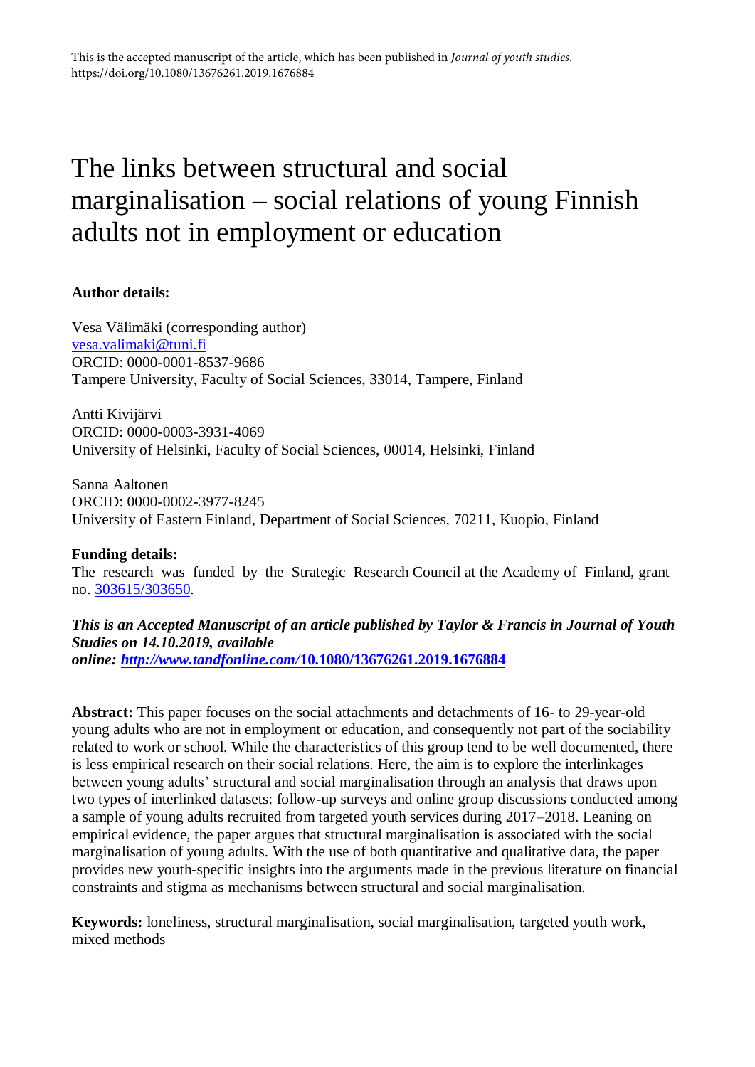This is the accepted manuscript of the article, which has been published in *Journal of youth studies*. https://doi.org/10.1080/13676261.2019.1676884

# The links between structural and social marginalisation – social relations of young Finnish adults not in employment or education

**Author details:**

Vesa Välimäki (corresponding author)
vesa.valimaki@tuni.fi
ORCID: 0000-0001-8537-9686
Tampere University, Faculty of Social Sciences, 33014, Tampere, Finland

Antti Kivijärvi
ORCID: 0000-0003-3931-4069
University of Helsinki, Faculty of Social Sciences, 00014, Helsinki, Finland

Sanna Aaltonen
ORCID: 0000-0002-3977-8245
University of Eastern Finland, Department of Social Sciences, 70211, Kuopio, Finland

**Funding details:**
The research was funded by the Strategic Research Council at the Academy of Finland, grant no. 303615/303650.

***This is an Accepted Manuscript of an article published by Taylor & Francis in Journal of Youth Studies on 14.10.2019, available online: http://www.tandfonline.com/10.1080/13676261.2019.1676884***

**Abstract:** This paper focuses on the social attachments and detachments of 16- to 29-year-old young adults who are not in employment or education, and consequently not part of the sociability related to work or school. While the characteristics of this group tend to be well documented, there is less empirical research on their social relations. Here, the aim is to explore the interlinkages between young adults' structural and social marginalisation through an analysis that draws upon two types of interlinked datasets: follow-up surveys and online group discussions conducted among a sample of young adults recruited from targeted youth services during 2017–2018. Leaning on empirical evidence, the paper argues that structural marginalisation is associated with the social marginalisation of young adults. With the use of both quantitative and qualitative data, the paper provides new youth-specific insights into the arguments made in the previous literature on financial constraints and stigma as mechanisms between structural and social marginalisation.

**Keywords:** loneliness, structural marginalisation, social marginalisation, targeted youth work, mixed methods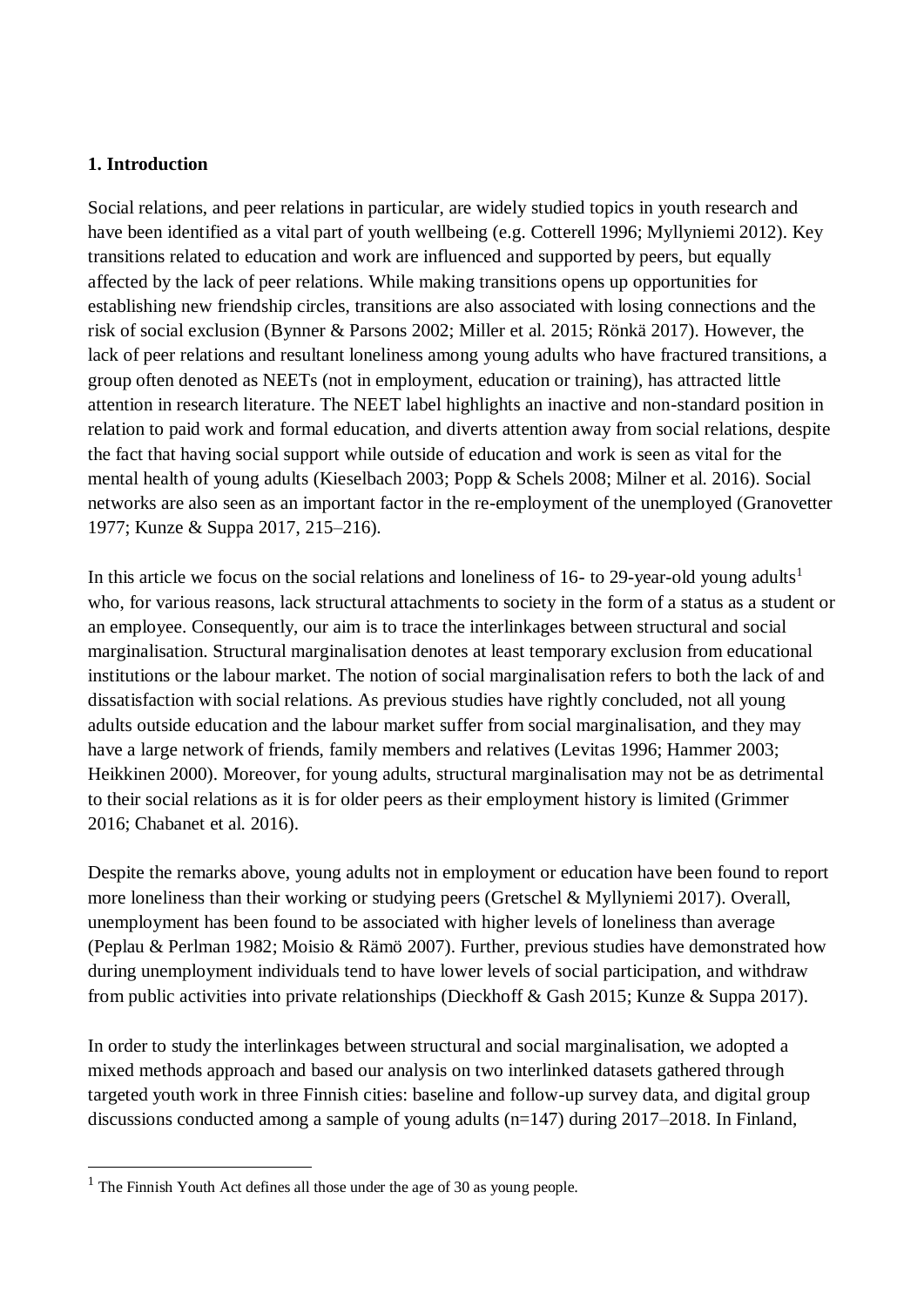**1. Introduction**

Social relations, and peer relations in particular, are widely studied topics in youth research and have been identified as a vital part of youth wellbeing (e.g. Cotterell 1996; Myllyniemi 2012). Key transitions related to education and work are influenced and supported by peers, but equally affected by the lack of peer relations. While making transitions opens up opportunities for establishing new friendship circles, transitions are also associated with losing connections and the risk of social exclusion (Bynner & Parsons 2002; Miller et al. 2015; Rönkä 2017). However, the lack of peer relations and resultant loneliness among young adults who have fractured transitions, a group often denoted as NEETs (not in employment, education or training), has attracted little attention in research literature. The NEET label highlights an inactive and non-standard position in relation to paid work and formal education, and diverts attention away from social relations, despite the fact that having social support while outside of education and work is seen as vital for the mental health of young adults (Kieselbach 2003; Popp & Schels 2008; Milner et al. 2016). Social networks are also seen as an important factor in the re-employment of the unemployed (Granovetter 1977; Kunze & Suppa 2017, 215–216).

In this article we focus on the social relations and loneliness of 16- to 29-year-old young adults[1] who, for various reasons, lack structural attachments to society in the form of a status as a student or an employee. Consequently, our aim is to trace the interlinkages between structural and social marginalisation. Structural marginalisation denotes at least temporary exclusion from educational institutions or the labour market. The notion of social marginalisation refers to both the lack of and dissatisfaction with social relations. As previous studies have rightly concluded, not all young adults outside education and the labour market suffer from social marginalisation, and they may have a large network of friends, family members and relatives (Levitas 1996; Hammer 2003; Heikkinen 2000). Moreover, for young adults, structural marginalisation may not be as detrimental to their social relations as it is for older peers as their employment history is limited (Grimmer 2016; Chabanet et al. 2016).

Despite the remarks above, young adults not in employment or education have been found to report more loneliness than their working or studying peers (Gretschel & Myllyniemi 2017). Overall, unemployment has been found to be associated with higher levels of loneliness than average (Peplau & Perlman 1982; Moisio & Rämö 2007). Further, previous studies have demonstrated how during unemployment individuals tend to have lower levels of social participation, and withdraw from public activities into private relationships (Dieckhoff & Gash 2015; Kunze & Suppa 2017).

In order to study the interlinkages between structural and social marginalisation, we adopted a mixed methods approach and based our analysis on two interlinked datasets gathered through targeted youth work in three Finnish cities: baseline and follow-up survey data, and digital group discussions conducted among a sample of young adults (n=147) during 2017–2018. In Finland,

[1] The Finnish Youth Act defines all those under the age of 30 as young people.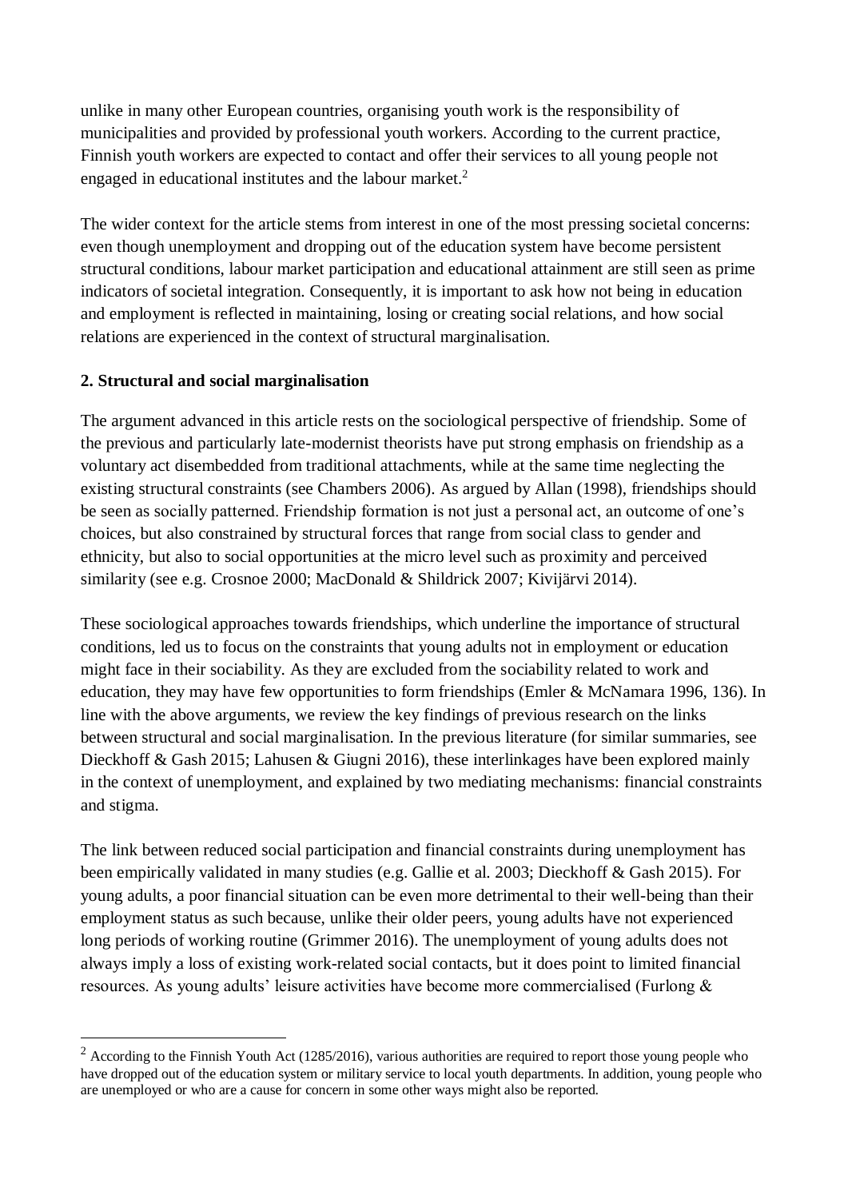unlike in many other European countries, organising youth work is the responsibility of municipalities and provided by professional youth workers. According to the current practice, Finnish youth workers are expected to contact and offer their services to all young people not engaged in educational institutes and the labour market.[2]

The wider context for the article stems from interest in one of the most pressing societal concerns: even though unemployment and dropping out of the education system have become persistent structural conditions, labour market participation and educational attainment are still seen as prime indicators of societal integration. Consequently, it is important to ask how not being in education and employment is reflected in maintaining, losing or creating social relations, and how social relations are experienced in the context of structural marginalisation.

## 2. Structural and social marginalisation

The argument advanced in this article rests on the sociological perspective of friendship. Some of the previous and particularly late-modernist theorists have put strong emphasis on friendship as a voluntary act disembedded from traditional attachments, while at the same time neglecting the existing structural constraints (see Chambers 2006). As argued by Allan (1998), friendships should be seen as socially patterned. Friendship formation is not just a personal act, an outcome of one's choices, but also constrained by structural forces that range from social class to gender and ethnicity, but also to social opportunities at the micro level such as proximity and perceived similarity (see e.g. Crosnoe 2000; MacDonald & Shildrick 2007; Kivijärvi 2014).

These sociological approaches towards friendships, which underline the importance of structural conditions, led us to focus on the constraints that young adults not in employment or education might face in their sociability. As they are excluded from the sociability related to work and education, they may have few opportunities to form friendships (Emler & McNamara 1996, 136). In line with the above arguments, we review the key findings of previous research on the links between structural and social marginalisation. In the previous literature (for similar summaries, see Dieckhoff & Gash 2015; Lahusen & Giugni 2016), these interlinkages have been explored mainly in the context of unemployment, and explained by two mediating mechanisms: financial constraints and stigma.

The link between reduced social participation and financial constraints during unemployment has been empirically validated in many studies (e.g. Gallie et al. 2003; Dieckhoff & Gash 2015). For young adults, a poor financial situation can be even more detrimental to their well-being than their employment status as such because, unlike their older peers, young adults have not experienced long periods of working routine (Grimmer 2016). The unemployment of young adults does not always imply a loss of existing work-related social contacts, but it does point to limited financial resources. As young adults' leisure activities have become more commercialised (Furlong &

[2] According to the Finnish Youth Act (1285/2016), various authorities are required to report those young people who have dropped out of the education system or military service to local youth departments. In addition, young people who are unemployed or who are a cause for concern in some other ways might also be reported.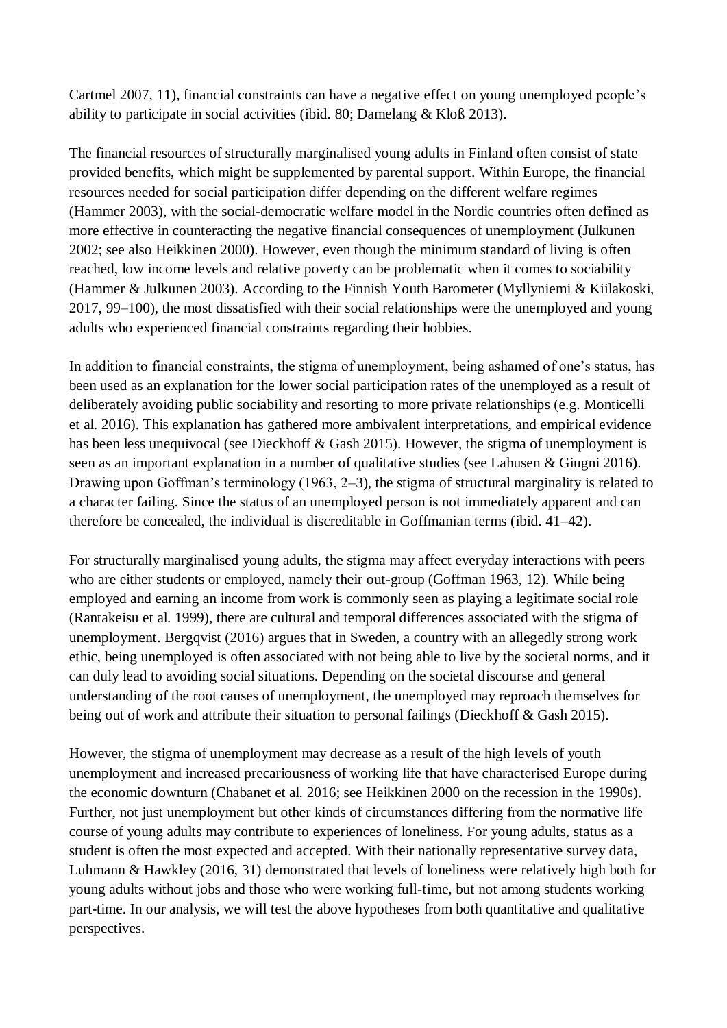Cartmel 2007, 11), financial constraints can have a negative effect on young unemployed people's ability to participate in social activities (ibid. 80; Damelang & Kloß 2013).

The financial resources of structurally marginalised young adults in Finland often consist of state provided benefits, which might be supplemented by parental support. Within Europe, the financial resources needed for social participation differ depending on the different welfare regimes (Hammer 2003), with the social-democratic welfare model in the Nordic countries often defined as more effective in counteracting the negative financial consequences of unemployment (Julkunen 2002; see also Heikkinen 2000). However, even though the minimum standard of living is often reached, low income levels and relative poverty can be problematic when it comes to sociability (Hammer & Julkunen 2003). According to the Finnish Youth Barometer (Myllyniemi & Kiilakoski, 2017, 99–100), the most dissatisfied with their social relationships were the unemployed and young adults who experienced financial constraints regarding their hobbies.

In addition to financial constraints, the stigma of unemployment, being ashamed of one's status, has been used as an explanation for the lower social participation rates of the unemployed as a result of deliberately avoiding public sociability and resorting to more private relationships (e.g. Monticelli et al. 2016). This explanation has gathered more ambivalent interpretations, and empirical evidence has been less unequivocal (see Dieckhoff & Gash 2015). However, the stigma of unemployment is seen as an important explanation in a number of qualitative studies (see Lahusen & Giugni 2016). Drawing upon Goffman's terminology (1963, 2–3), the stigma of structural marginality is related to a character failing. Since the status of an unemployed person is not immediately apparent and can therefore be concealed, the individual is discreditable in Goffmanian terms (ibid. 41–42).

For structurally marginalised young adults, the stigma may affect everyday interactions with peers who are either students or employed, namely their out-group (Goffman 1963, 12). While being employed and earning an income from work is commonly seen as playing a legitimate social role (Rantakeisu et al. 1999), there are cultural and temporal differences associated with the stigma of unemployment. Bergqvist (2016) argues that in Sweden, a country with an allegedly strong work ethic, being unemployed is often associated with not being able to live by the societal norms, and it can duly lead to avoiding social situations. Depending on the societal discourse and general understanding of the root causes of unemployment, the unemployed may reproach themselves for being out of work and attribute their situation to personal failings (Dieckhoff & Gash 2015).

However, the stigma of unemployment may decrease as a result of the high levels of youth unemployment and increased precariousness of working life that have characterised Europe during the economic downturn (Chabanet et al. 2016; see Heikkinen 2000 on the recession in the 1990s). Further, not just unemployment but other kinds of circumstances differing from the normative life course of young adults may contribute to experiences of loneliness. For young adults, status as a student is often the most expected and accepted. With their nationally representative survey data, Luhmann & Hawkley (2016, 31) demonstrated that levels of loneliness were relatively high both for young adults without jobs and those who were working full-time, but not among students working part-time. In our analysis, we will test the above hypotheses from both quantitative and qualitative perspectives.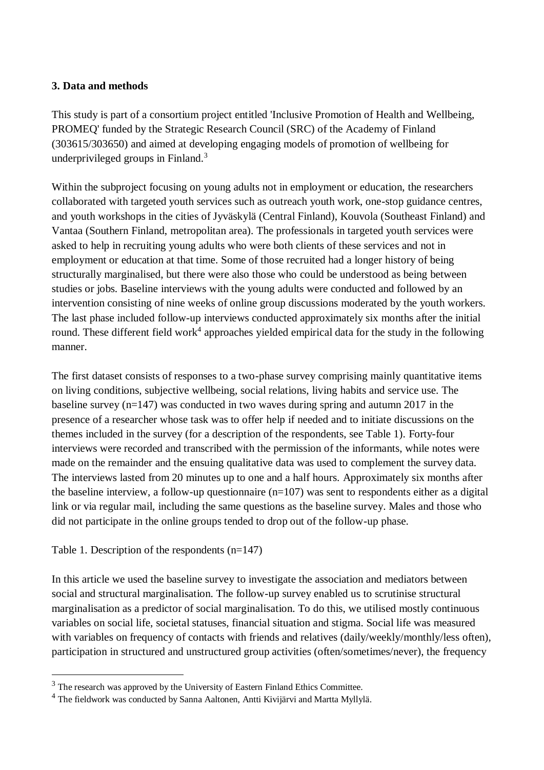### 3. Data and methods

This study is part of a consortium project entitled 'Inclusive Promotion of Health and Wellbeing, PROMEQ' funded by the Strategic Research Council (SRC) of the Academy of Finland (303615/303650) and aimed at developing engaging models of promotion of wellbeing for underprivileged groups in Finland.[3]

Within the subproject focusing on young adults not in employment or education, the researchers collaborated with targeted youth services such as outreach youth work, one-stop guidance centres, and youth workshops in the cities of Jyväskylä (Central Finland), Kouvola (Southeast Finland) and Vantaa (Southern Finland, metropolitan area). The professionals in targeted youth services were asked to help in recruiting young adults who were both clients of these services and not in employment or education at that time. Some of those recruited had a longer history of being structurally marginalised, but there were also those who could be understood as being between studies or jobs. Baseline interviews with the young adults were conducted and followed by an intervention consisting of nine weeks of online group discussions moderated by the youth workers. The last phase included follow-up interviews conducted approximately six months after the initial round. These different field work[4] approaches yielded empirical data for the study in the following manner.

The first dataset consists of responses to a two-phase survey comprising mainly quantitative items on living conditions, subjective wellbeing, social relations, living habits and service use. The baseline survey (n=147) was conducted in two waves during spring and autumn 2017 in the presence of a researcher whose task was to offer help if needed and to initiate discussions on the themes included in the survey (for a description of the respondents, see Table 1). Forty-four interviews were recorded and transcribed with the permission of the informants, while notes were made on the remainder and the ensuing qualitative data was used to complement the survey data. The interviews lasted from 20 minutes up to one and a half hours. Approximately six months after the baseline interview, a follow-up questionnaire (n=107) was sent to respondents either as a digital link or via regular mail, including the same questions as the baseline survey. Males and those who did not participate in the online groups tended to drop out of the follow-up phase.

Table 1. Description of the respondents (n=147)

In this article we used the baseline survey to investigate the association and mediators between social and structural marginalisation. The follow-up survey enabled us to scrutinise structural marginalisation as a predictor of social marginalisation. To do this, we utilised mostly continuous variables on social life, societal statuses, financial situation and stigma. Social life was measured with variables on frequency of contacts with friends and relatives (daily/weekly/monthly/less often), participation in structured and unstructured group activities (often/sometimes/never), the frequency

---

[3] The research was approved by the University of Eastern Finland Ethics Committee.

[4] The fieldwork was conducted by Sanna Aaltonen, Antti Kivijärvi and Martta Myllylä.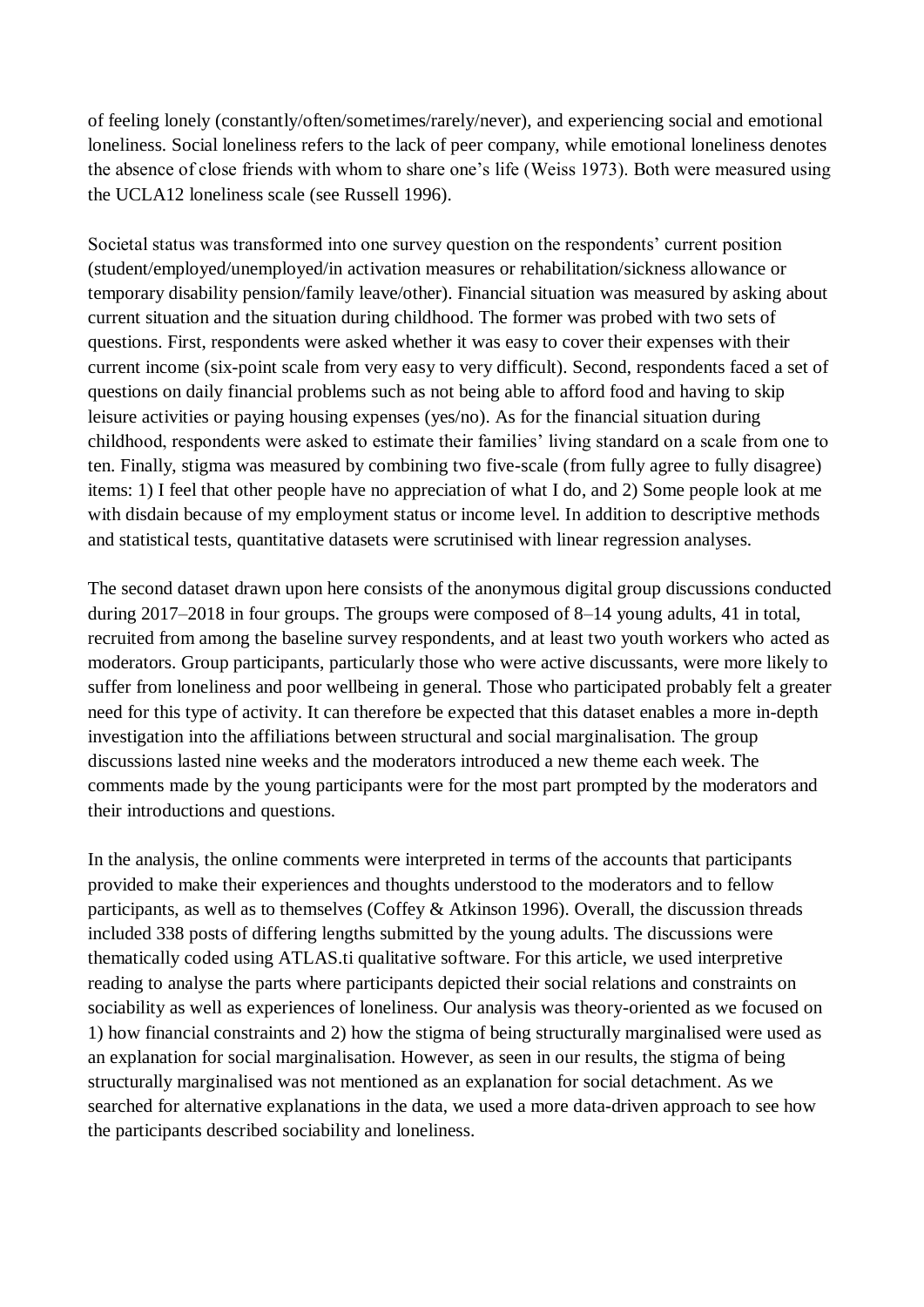of feeling lonely (constantly/often/sometimes/rarely/never), and experiencing social and emotional loneliness. Social loneliness refers to the lack of peer company, while emotional loneliness denotes the absence of close friends with whom to share one's life (Weiss 1973). Both were measured using the UCLA12 loneliness scale (see Russell 1996).

Societal status was transformed into one survey question on the respondents' current position (student/employed/unemployed/in activation measures or rehabilitation/sickness allowance or temporary disability pension/family leave/other). Financial situation was measured by asking about current situation and the situation during childhood. The former was probed with two sets of questions. First, respondents were asked whether it was easy to cover their expenses with their current income (six-point scale from very easy to very difficult). Second, respondents faced a set of questions on daily financial problems such as not being able to afford food and having to skip leisure activities or paying housing expenses (yes/no). As for the financial situation during childhood, respondents were asked to estimate their families' living standard on a scale from one to ten. Finally, stigma was measured by combining two five-scale (from fully agree to fully disagree) items: 1) I feel that other people have no appreciation of what I do, and 2) Some people look at me with disdain because of my employment status or income level. In addition to descriptive methods and statistical tests, quantitative datasets were scrutinised with linear regression analyses.

The second dataset drawn upon here consists of the anonymous digital group discussions conducted during 2017–2018 in four groups. The groups were composed of 8–14 young adults, 41 in total, recruited from among the baseline survey respondents, and at least two youth workers who acted as moderators. Group participants, particularly those who were active discussants, were more likely to suffer from loneliness and poor wellbeing in general. Those who participated probably felt a greater need for this type of activity. It can therefore be expected that this dataset enables a more in-depth investigation into the affiliations between structural and social marginalisation. The group discussions lasted nine weeks and the moderators introduced a new theme each week. The comments made by the young participants were for the most part prompted by the moderators and their introductions and questions.

In the analysis, the online comments were interpreted in terms of the accounts that participants provided to make their experiences and thoughts understood to the moderators and to fellow participants, as well as to themselves (Coffey & Atkinson 1996). Overall, the discussion threads included 338 posts of differing lengths submitted by the young adults. The discussions were thematically coded using ATLAS.ti qualitative software. For this article, we used interpretive reading to analyse the parts where participants depicted their social relations and constraints on sociability as well as experiences of loneliness. Our analysis was theory-oriented as we focused on 1) how financial constraints and 2) how the stigma of being structurally marginalised were used as an explanation for social marginalisation. However, as seen in our results, the stigma of being structurally marginalised was not mentioned as an explanation for social detachment. As we searched for alternative explanations in the data, we used a more data-driven approach to see how the participants described sociability and loneliness.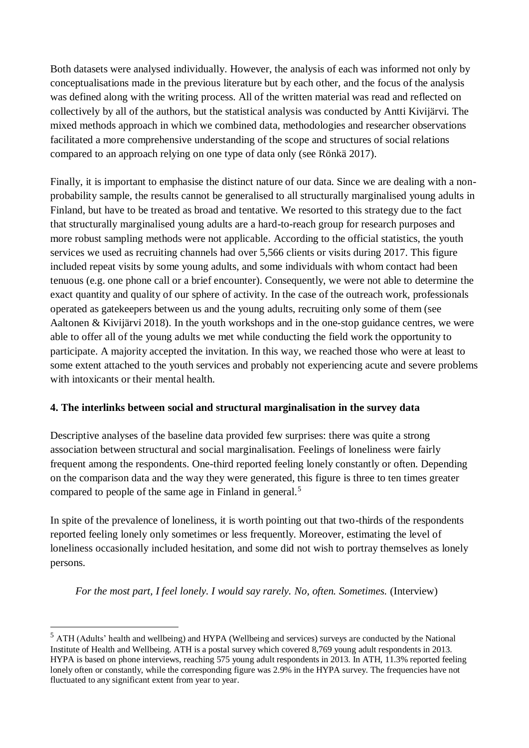Both datasets were analysed individually. However, the analysis of each was informed not only by conceptualisations made in the previous literature but by each other, and the focus of the analysis was defined along with the writing process. All of the written material was read and reflected on collectively by all of the authors, but the statistical analysis was conducted by Antti Kivijärvi. The mixed methods approach in which we combined data, methodologies and researcher observations facilitated a more comprehensive understanding of the scope and structures of social relations compared to an approach relying on one type of data only (see Rönkä 2017).

Finally, it is important to emphasise the distinct nature of our data. Since we are dealing with a non-probability sample, the results cannot be generalised to all structurally marginalised young adults in Finland, but have to be treated as broad and tentative. We resorted to this strategy due to the fact that structurally marginalised young adults are a hard-to-reach group for research purposes and more robust sampling methods were not applicable. According to the official statistics, the youth services we used as recruiting channels had over 5,566 clients or visits during 2017. This figure included repeat visits by some young adults, and some individuals with whom contact had been tenuous (e.g. one phone call or a brief encounter). Consequently, we were not able to determine the exact quantity and quality of our sphere of activity. In the case of the outreach work, professionals operated as gatekeepers between us and the young adults, recruiting only some of them (see Aaltonen & Kivijärvi 2018). In the youth workshops and in the one-stop guidance centres, we were able to offer all of the young adults we met while conducting the field work the opportunity to participate. A majority accepted the invitation. In this way, we reached those who were at least to some extent attached to the youth services and probably not experiencing acute and severe problems with intoxicants or their mental health.

### 4. The interlinks between social and structural marginalisation in the survey data

Descriptive analyses of the baseline data provided few surprises: there was quite a strong association between structural and social marginalisation. Feelings of loneliness were fairly frequent among the respondents. One-third reported feeling lonely constantly or often. Depending on the comparison data and the way they were generated, this figure is three to ten times greater compared to people of the same age in Finland in general.[5]

In spite of the prevalence of loneliness, it is worth pointing out that two-thirds of the respondents reported feeling lonely only sometimes or less frequently. Moreover, estimating the level of loneliness occasionally included hesitation, and some did not wish to portray themselves as lonely persons.

> *For the most part, I feel lonely. I would say rarely. No, often. Sometimes.* (Interview)

---

[5] ATH (Adults' health and wellbeing) and HYPA (Wellbeing and services) surveys are conducted by the National Institute of Health and Wellbeing. ATH is a postal survey which covered 8,769 young adult respondents in 2013. HYPA is based on phone interviews, reaching 575 young adult respondents in 2013. In ATH, 11.3% reported feeling lonely often or constantly, while the corresponding figure was 2.9% in the HYPA survey. The frequencies have not fluctuated to any significant extent from year to year.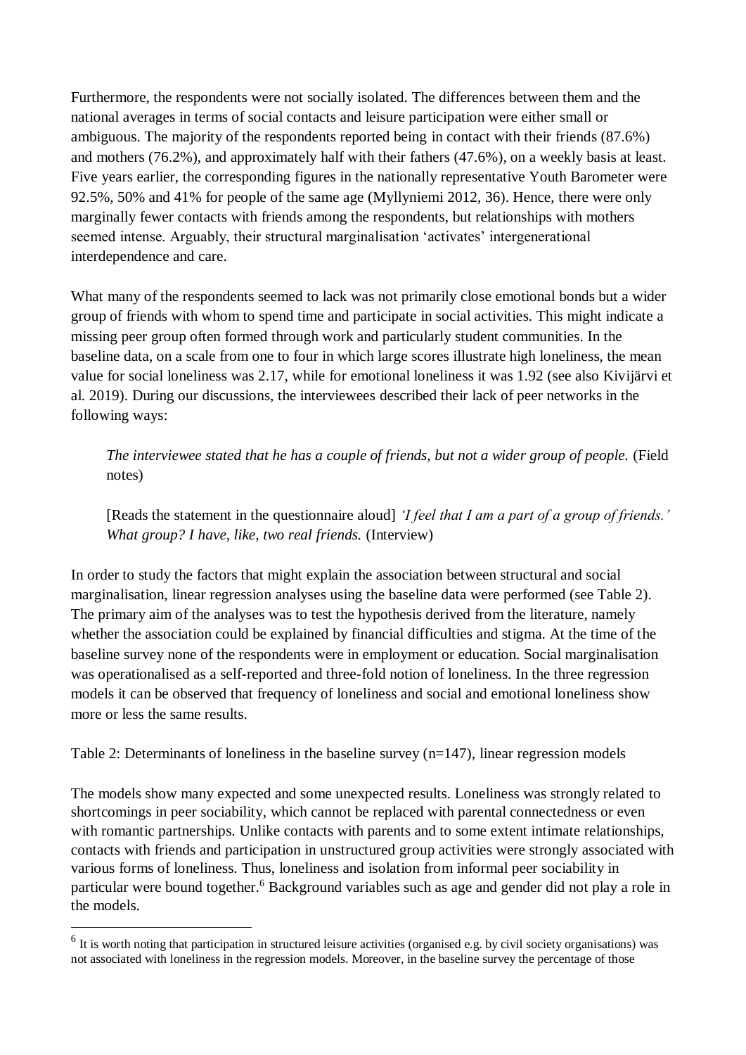Furthermore, the respondents were not socially isolated. The differences between them and the national averages in terms of social contacts and leisure participation were either small or ambiguous. The majority of the respondents reported being in contact with their friends (87.6%) and mothers (76.2%), and approximately half with their fathers (47.6%), on a weekly basis at least. Five years earlier, the corresponding figures in the nationally representative Youth Barometer were 92.5%, 50% and 41% for people of the same age (Myllyniemi 2012, 36). Hence, there were only marginally fewer contacts with friends among the respondents, but relationships with mothers seemed intense. Arguably, their structural marginalisation 'activates' intergenerational interdependence and care.

What many of the respondents seemed to lack was not primarily close emotional bonds but a wider group of friends with whom to spend time and participate in social activities. This might indicate a missing peer group often formed through work and particularly student communities. In the baseline data, on a scale from one to four in which large scores illustrate high loneliness, the mean value for social loneliness was 2.17, while for emotional loneliness it was 1.92 (see also Kivijärvi et al. 2019). During our discussions, the interviewees described their lack of peer networks in the following ways:

> *The interviewee stated that he has a couple of friends, but not a wider group of people.* (Field notes)
>
> [Reads the statement in the questionnaire aloud] *'I feel that I am a part of a group of friends.' What group? I have, like, two real friends.* (Interview)

In order to study the factors that might explain the association between structural and social marginalisation, linear regression analyses using the baseline data were performed (see Table 2). The primary aim of the analyses was to test the hypothesis derived from the literature, namely whether the association could be explained by financial difficulties and stigma. At the time of the baseline survey none of the respondents were in employment or education. Social marginalisation was operationalised as a self-reported and three-fold notion of loneliness. In the three regression models it can be observed that frequency of loneliness and social and emotional loneliness show more or less the same results.

Table 2: Determinants of loneliness in the baseline survey (n=147), linear regression models

The models show many expected and some unexpected results. Loneliness was strongly related to shortcomings in peer sociability, which cannot be replaced with parental connectedness or even with romantic partnerships. Unlike contacts with parents and to some extent intimate relationships, contacts with friends and participation in unstructured group activities were strongly associated with various forms of loneliness. Thus, loneliness and isolation from informal peer sociability in particular were bound together.[6] Background variables such as age and gender did not play a role in the models.

---

[6] It is worth noting that participation in structured leisure activities (organised e.g. by civil society organisations) was not associated with loneliness in the regression models. Moreover, in the baseline survey the percentage of those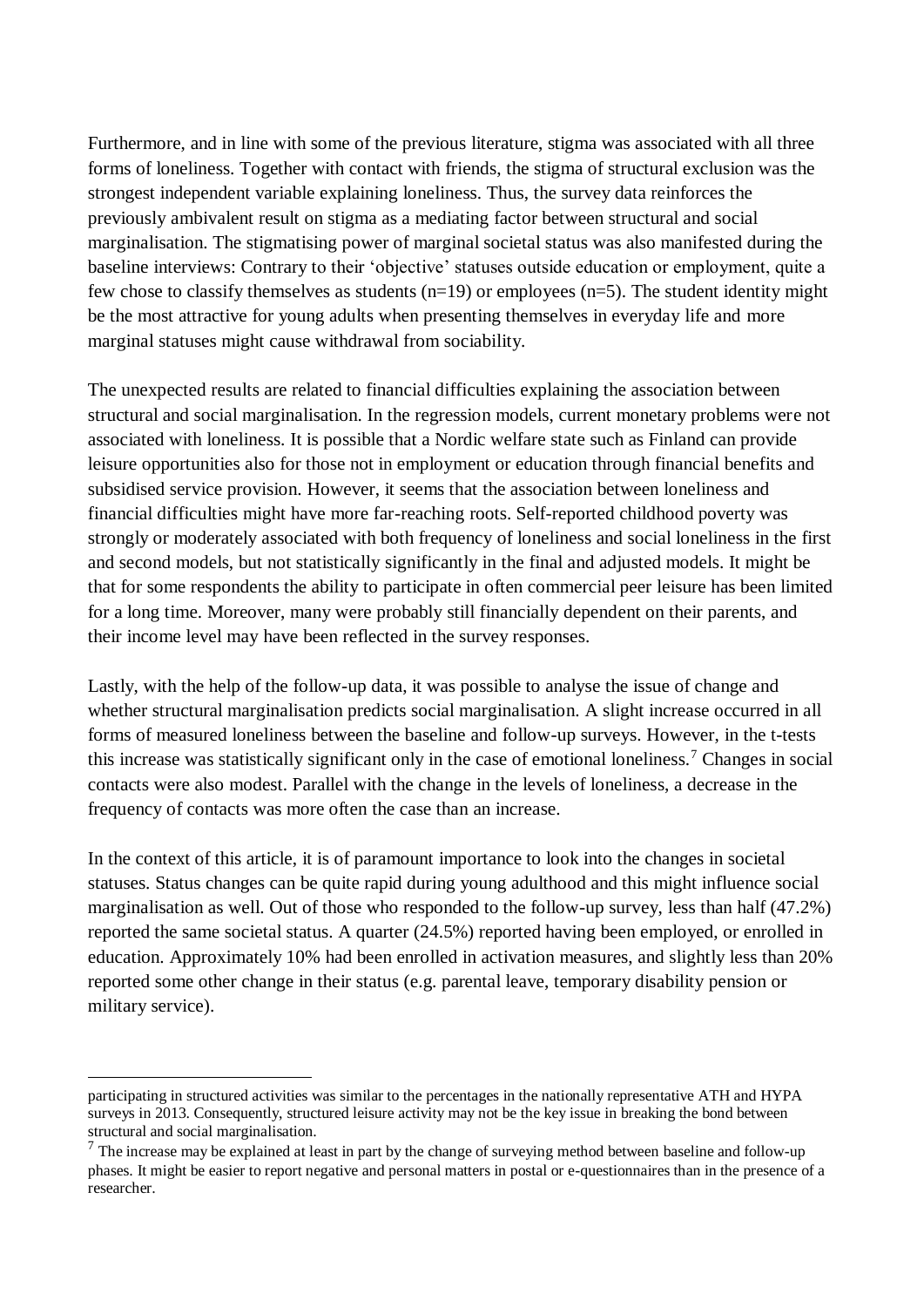Furthermore, and in line with some of the previous literature, stigma was associated with all three forms of loneliness. Together with contact with friends, the stigma of structural exclusion was the strongest independent variable explaining loneliness. Thus, the survey data reinforces the previously ambivalent result on stigma as a mediating factor between structural and social marginalisation. The stigmatising power of marginal societal status was also manifested during the baseline interviews: Contrary to their 'objective' statuses outside education or employment, quite a few chose to classify themselves as students (n=19) or employees (n=5). The student identity might be the most attractive for young adults when presenting themselves in everyday life and more marginal statuses might cause withdrawal from sociability.

The unexpected results are related to financial difficulties explaining the association between structural and social marginalisation. In the regression models, current monetary problems were not associated with loneliness. It is possible that a Nordic welfare state such as Finland can provide leisure opportunities also for those not in employment or education through financial benefits and subsidised service provision. However, it seems that the association between loneliness and financial difficulties might have more far-reaching roots. Self-reported childhood poverty was strongly or moderately associated with both frequency of loneliness and social loneliness in the first and second models, but not statistically significantly in the final and adjusted models. It might be that for some respondents the ability to participate in often commercial peer leisure has been limited for a long time. Moreover, many were probably still financially dependent on their parents, and their income level may have been reflected in the survey responses.

Lastly, with the help of the follow-up data, it was possible to analyse the issue of change and whether structural marginalisation predicts social marginalisation. A slight increase occurred in all forms of measured loneliness between the baseline and follow-up surveys. However, in the t-tests this increase was statistically significant only in the case of emotional loneliness.[7] Changes in social contacts were also modest. Parallel with the change in the levels of loneliness, a decrease in the frequency of contacts was more often the case than an increase.

In the context of this article, it is of paramount importance to look into the changes in societal statuses. Status changes can be quite rapid during young adulthood and this might influence social marginalisation as well. Out of those who responded to the follow-up survey, less than half (47.2%) reported the same societal status. A quarter (24.5%) reported having been employed, or enrolled in education. Approximately 10% had been enrolled in activation measures, and slightly less than 20% reported some other change in their status (e.g. parental leave, temporary disability pension or military service).

---

participating in structured activities was similar to the percentages in the nationally representative ATH and HYPA surveys in 2013. Consequently, structured leisure activity may not be the key issue in breaking the bond between structural and social marginalisation.

[7] The increase may be explained at least in part by the change of surveying method between baseline and follow-up phases. It might be easier to report negative and personal matters in postal or e-questionnaires than in the presence of a researcher.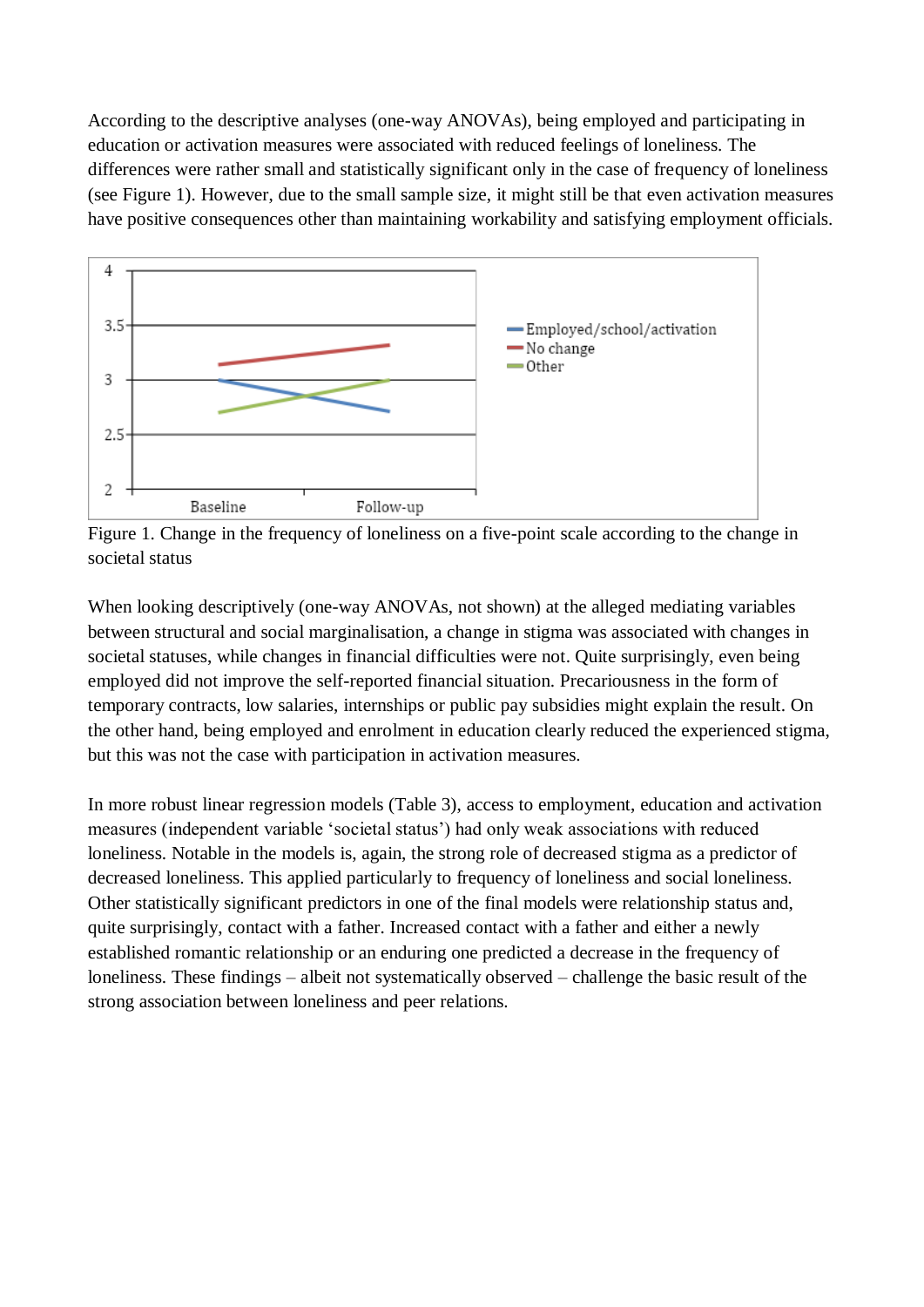According to the descriptive analyses (one-way ANOVAs), being employed and participating in education or activation measures were associated with reduced feelings of loneliness. The differences were rather small and statistically significant only in the case of frequency of loneliness (see Figure 1). However, due to the small sample size, it might still be that even activation measures have positive consequences other than maintaining workability and satisfying employment officials.

Figure 1. Change in the frequency of loneliness on a five-point scale according to the change in societal status

When looking descriptively (one-way ANOVAs, not shown) at the alleged mediating variables between structural and social marginalisation, a change in stigma was associated with changes in societal statuses, while changes in financial difficulties were not. Quite surprisingly, even being employed did not improve the self-reported financial situation. Precariousness in the form of temporary contracts, low salaries, internships or public pay subsidies might explain the result. On the other hand, being employed and enrolment in education clearly reduced the experienced stigma, but this was not the case with participation in activation measures.

In more robust linear regression models (Table 3), access to employment, education and activation measures (independent variable 'societal status') had only weak associations with reduced loneliness. Notable in the models is, again, the strong role of decreased stigma as a predictor of decreased loneliness. This applied particularly to frequency of loneliness and social loneliness. Other statistically significant predictors in one of the final models were relationship status and, quite surprisingly, contact with a father. Increased contact with a father and either a newly established romantic relationship or an enduring one predicted a decrease in the frequency of loneliness. These findings – albeit not systematically observed – challenge the basic result of the strong association between loneliness and peer relations.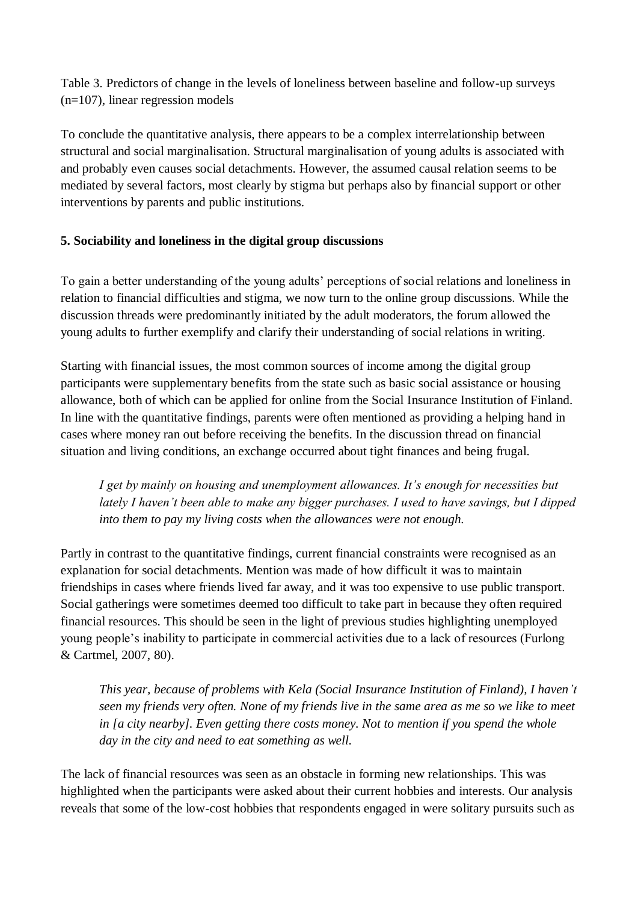Table 3. Predictors of change in the levels of loneliness between baseline and follow-up surveys (n=107), linear regression models

To conclude the quantitative analysis, there appears to be a complex interrelationship between structural and social marginalisation. Structural marginalisation of young adults is associated with and probably even causes social detachments. However, the assumed causal relation seems to be mediated by several factors, most clearly by stigma but perhaps also by financial support or other interventions by parents and public institutions.

## 5. Sociability and loneliness in the digital group discussions

To gain a better understanding of the young adults' perceptions of social relations and loneliness in relation to financial difficulties and stigma, we now turn to the online group discussions. While the discussion threads were predominantly initiated by the adult moderators, the forum allowed the young adults to further exemplify and clarify their understanding of social relations in writing.

Starting with financial issues, the most common sources of income among the digital group participants were supplementary benefits from the state such as basic social assistance or housing allowance, both of which can be applied for online from the Social Insurance Institution of Finland. In line with the quantitative findings, parents were often mentioned as providing a helping hand in cases where money ran out before receiving the benefits. In the discussion thread on financial situation and living conditions, an exchange occurred about tight finances and being frugal.

> *I get by mainly on housing and unemployment allowances. It's enough for necessities but lately I haven't been able to make any bigger purchases. I used to have savings, but I dipped into them to pay my living costs when the allowances were not enough.*

Partly in contrast to the quantitative findings, current financial constraints were recognised as an explanation for social detachments. Mention was made of how difficult it was to maintain friendships in cases where friends lived far away, and it was too expensive to use public transport. Social gatherings were sometimes deemed too difficult to take part in because they often required financial resources. This should be seen in the light of previous studies highlighting unemployed young people's inability to participate in commercial activities due to a lack of resources (Furlong & Cartmel, 2007, 80).

> *This year, because of problems with Kela (Social Insurance Institution of Finland), I haven't seen my friends very often. None of my friends live in the same area as me so we like to meet in [a city nearby]. Even getting there costs money. Not to mention if you spend the whole day in the city and need to eat something as well.*

The lack of financial resources was seen as an obstacle in forming new relationships. This was highlighted when the participants were asked about their current hobbies and interests. Our analysis reveals that some of the low-cost hobbies that respondents engaged in were solitary pursuits such as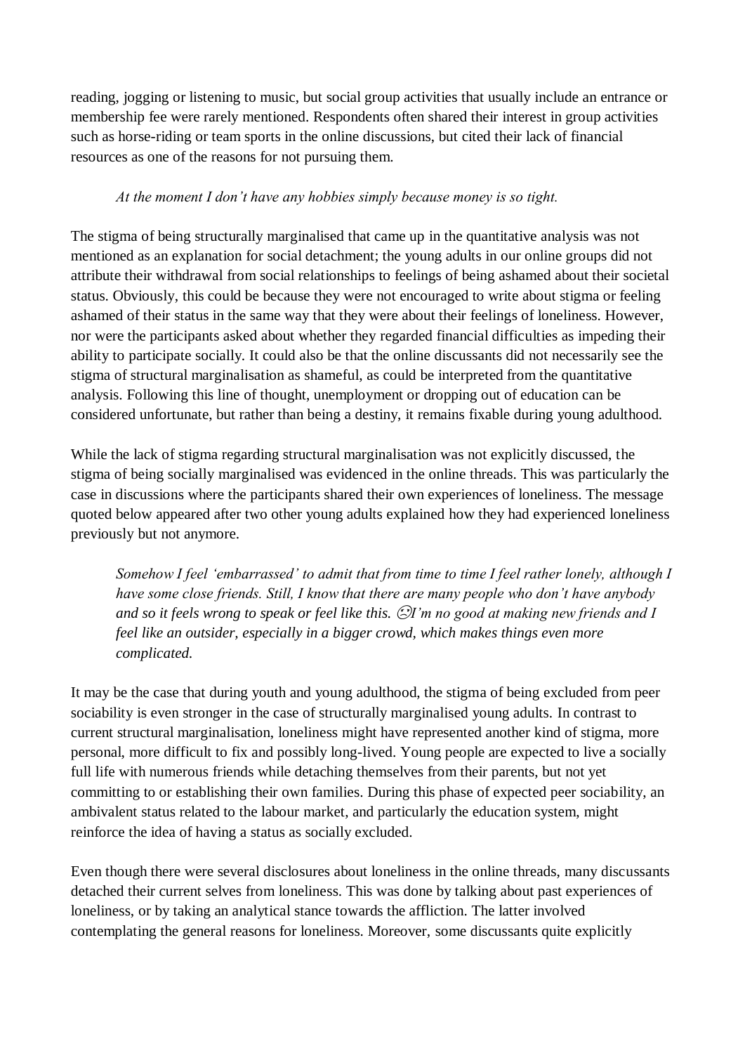reading, jogging or listening to music, but social group activities that usually include an entrance or membership fee were rarely mentioned. Respondents often shared their interest in group activities such as horse-riding or team sports in the online discussions, but cited their lack of financial resources as one of the reasons for not pursuing them.

> *At the moment I don't have any hobbies simply because money is so tight.*

The stigma of being structurally marginalised that came up in the quantitative analysis was not mentioned as an explanation for social detachment; the young adults in our online groups did not attribute their withdrawal from social relationships to feelings of being ashamed about their societal status. Obviously, this could be because they were not encouraged to write about stigma or feeling ashamed of their status in the same way that they were about their feelings of loneliness. However, nor were the participants asked about whether they regarded financial difficulties as impeding their ability to participate socially. It could also be that the online discussants did not necessarily see the stigma of structural marginalisation as shameful, as could be interpreted from the quantitative analysis. Following this line of thought, unemployment or dropping out of education can be considered unfortunate, but rather than being a destiny, it remains fixable during young adulthood.

While the lack of stigma regarding structural marginalisation was not explicitly discussed, the stigma of being socially marginalised was evidenced in the online threads. This was particularly the case in discussions where the participants shared their own experiences of loneliness. The message quoted below appeared after two other young adults explained how they had experienced loneliness previously but not anymore.

> *Somehow I feel 'embarrassed' to admit that from time to time I feel rather lonely, although I have some close friends. Still, I know that there are many people who don't have anybody and so it feels wrong to speak or feel like this. 😕I'm no good at making new friends and I feel like an outsider, especially in a bigger crowd, which makes things even more complicated.*

It may be the case that during youth and young adulthood, the stigma of being excluded from peer sociability is even stronger in the case of structurally marginalised young adults. In contrast to current structural marginalisation, loneliness might have represented another kind of stigma, more personal, more difficult to fix and possibly long-lived. Young people are expected to live a socially full life with numerous friends while detaching themselves from their parents, but not yet committing to or establishing their own families. During this phase of expected peer sociability, an ambivalent status related to the labour market, and particularly the education system, might reinforce the idea of having a status as socially excluded.

Even though there were several disclosures about loneliness in the online threads, many discussants detached their current selves from loneliness. This was done by talking about past experiences of loneliness, or by taking an analytical stance towards the affliction. The latter involved contemplating the general reasons for loneliness. Moreover, some discussants quite explicitly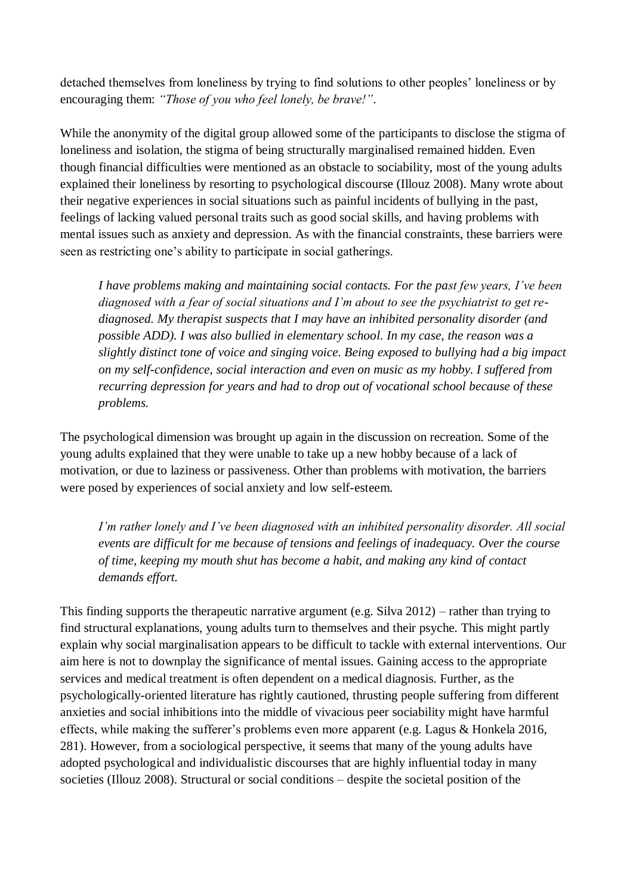detached themselves from loneliness by trying to find solutions to other peoples' loneliness or by encouraging them: *"Those of you who feel lonely, be brave!"*.

While the anonymity of the digital group allowed some of the participants to disclose the stigma of loneliness and isolation, the stigma of being structurally marginalised remained hidden. Even though financial difficulties were mentioned as an obstacle to sociability, most of the young adults explained their loneliness by resorting to psychological discourse (Illouz 2008). Many wrote about their negative experiences in social situations such as painful incidents of bullying in the past, feelings of lacking valued personal traits such as good social skills, and having problems with mental issues such as anxiety and depression. As with the financial constraints, these barriers were seen as restricting one's ability to participate in social gatherings.

> *I have problems making and maintaining social contacts. For the past few years, I've been diagnosed with a fear of social situations and I'm about to see the psychiatrist to get re-diagnosed. My therapist suspects that I may have an inhibited personality disorder (and possible ADD). I was also bullied in elementary school. In my case, the reason was a slightly distinct tone of voice and singing voice. Being exposed to bullying had a big impact on my self-confidence, social interaction and even on music as my hobby. I suffered from recurring depression for years and had to drop out of vocational school because of these problems.*

The psychological dimension was brought up again in the discussion on recreation. Some of the young adults explained that they were unable to take up a new hobby because of a lack of motivation, or due to laziness or passiveness. Other than problems with motivation, the barriers were posed by experiences of social anxiety and low self-esteem.

> *I'm rather lonely and I've been diagnosed with an inhibited personality disorder. All social events are difficult for me because of tensions and feelings of inadequacy. Over the course of time, keeping my mouth shut has become a habit, and making any kind of contact demands effort.*

This finding supports the therapeutic narrative argument (e.g. Silva 2012) – rather than trying to find structural explanations, young adults turn to themselves and their psyche. This might partly explain why social marginalisation appears to be difficult to tackle with external interventions. Our aim here is not to downplay the significance of mental issues. Gaining access to the appropriate services and medical treatment is often dependent on a medical diagnosis. Further, as the psychologically-oriented literature has rightly cautioned, thrusting people suffering from different anxieties and social inhibitions into the middle of vivacious peer sociability might have harmful effects, while making the sufferer's problems even more apparent (e.g. Lagus & Honkela 2016, 281). However, from a sociological perspective, it seems that many of the young adults have adopted psychological and individualistic discourses that are highly influential today in many societies (Illouz 2008). Structural or social conditions – despite the societal position of the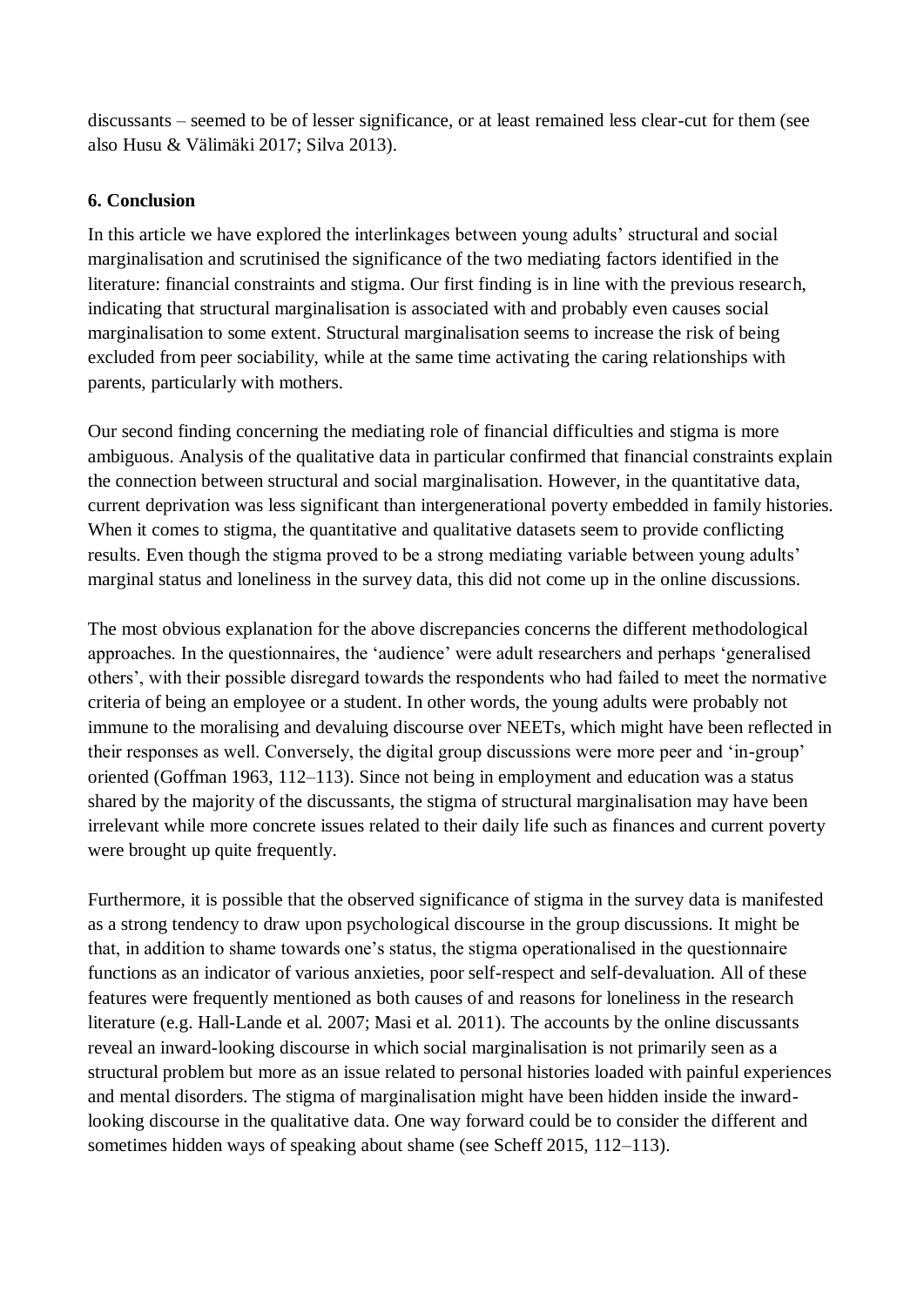discussants – seemed to be of lesser significance, or at least remained less clear-cut for them (see also Husu & Välimäki 2017; Silva 2013).

## 6. Conclusion

In this article we have explored the interlinkages between young adults' structural and social marginalisation and scrutinised the significance of the two mediating factors identified in the literature: financial constraints and stigma. Our first finding is in line with the previous research, indicating that structural marginalisation is associated with and probably even causes social marginalisation to some extent. Structural marginalisation seems to increase the risk of being excluded from peer sociability, while at the same time activating the caring relationships with parents, particularly with mothers.

Our second finding concerning the mediating role of financial difficulties and stigma is more ambiguous. Analysis of the qualitative data in particular confirmed that financial constraints explain the connection between structural and social marginalisation. However, in the quantitative data, current deprivation was less significant than intergenerational poverty embedded in family histories. When it comes to stigma, the quantitative and qualitative datasets seem to provide conflicting results. Even though the stigma proved to be a strong mediating variable between young adults' marginal status and loneliness in the survey data, this did not come up in the online discussions.

The most obvious explanation for the above discrepancies concerns the different methodological approaches. In the questionnaires, the 'audience' were adult researchers and perhaps 'generalised others', with their possible disregard towards the respondents who had failed to meet the normative criteria of being an employee or a student. In other words, the young adults were probably not immune to the moralising and devaluing discourse over NEETs, which might have been reflected in their responses as well. Conversely, the digital group discussions were more peer and 'in-group' oriented (Goffman 1963, 112–113). Since not being in employment and education was a status shared by the majority of the discussants, the stigma of structural marginalisation may have been irrelevant while more concrete issues related to their daily life such as finances and current poverty were brought up quite frequently.

Furthermore, it is possible that the observed significance of stigma in the survey data is manifested as a strong tendency to draw upon psychological discourse in the group discussions. It might be that, in addition to shame towards one's status, the stigma operationalised in the questionnaire functions as an indicator of various anxieties, poor self-respect and self-devaluation. All of these features were frequently mentioned as both causes of and reasons for loneliness in the research literature (e.g. Hall-Lande et al. 2007; Masi et al. 2011). The accounts by the online discussants reveal an inward-looking discourse in which social marginalisation is not primarily seen as a structural problem but more as an issue related to personal histories loaded with painful experiences and mental disorders. The stigma of marginalisation might have been hidden inside the inward-looking discourse in the qualitative data. One way forward could be to consider the different and sometimes hidden ways of speaking about shame (see Scheff 2015, 112–113).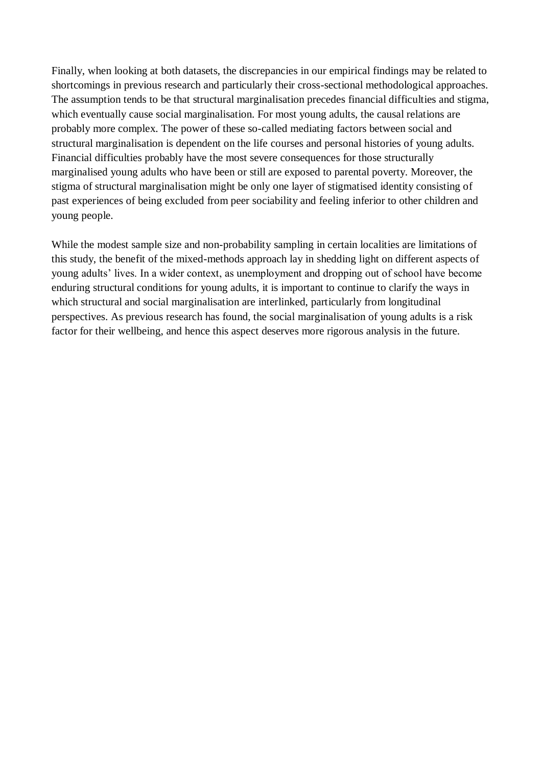Finally, when looking at both datasets, the discrepancies in our empirical findings may be related to shortcomings in previous research and particularly their cross-sectional methodological approaches. The assumption tends to be that structural marginalisation precedes financial difficulties and stigma, which eventually cause social marginalisation. For most young adults, the causal relations are probably more complex. The power of these so-called mediating factors between social and structural marginalisation is dependent on the life courses and personal histories of young adults. Financial difficulties probably have the most severe consequences for those structurally marginalised young adults who have been or still are exposed to parental poverty. Moreover, the stigma of structural marginalisation might be only one layer of stigmatised identity consisting of past experiences of being excluded from peer sociability and feeling inferior to other children and young people.

While the modest sample size and non-probability sampling in certain localities are limitations of this study, the benefit of the mixed-methods approach lay in shedding light on different aspects of young adults' lives. In a wider context, as unemployment and dropping out of school have become enduring structural conditions for young adults, it is important to continue to clarify the ways in which structural and social marginalisation are interlinked, particularly from longitudinal perspectives. As previous research has found, the social marginalisation of young adults is a risk factor for their wellbeing, and hence this aspect deserves more rigorous analysis in the future.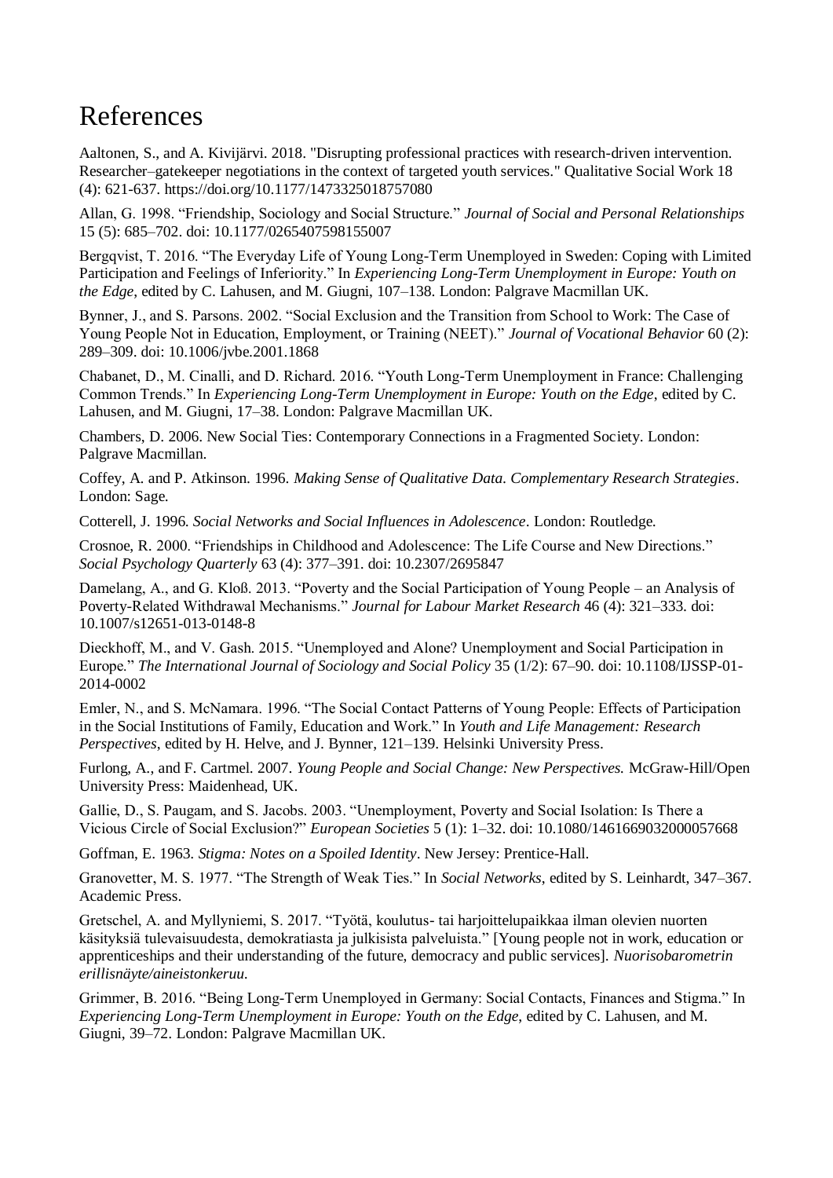# References

Aaltonen, S., and A. Kivijärvi. 2018. "Disrupting professional practices with research-driven intervention. Researcher–gatekeeper negotiations in the context of targeted youth services." Qualitative Social Work 18 (4): 621-637. https://doi.org/10.1177/1473325018757080

Allan, G. 1998. "Friendship, Sociology and Social Structure." *Journal of Social and Personal Relationships* 15 (5): 685–702. doi: 10.1177/0265407598155007

Bergqvist, T. 2016. "The Everyday Life of Young Long-Term Unemployed in Sweden: Coping with Limited Participation and Feelings of Inferiority." In *Experiencing Long-Term Unemployment in Europe: Youth on the Edge*, edited by C. Lahusen, and M. Giugni, 107–138. London: Palgrave Macmillan UK.

Bynner, J., and S. Parsons. 2002. "Social Exclusion and the Transition from School to Work: The Case of Young People Not in Education, Employment, or Training (NEET)." *Journal of Vocational Behavior* 60 (2): 289–309. doi: 10.1006/jvbe.2001.1868

Chabanet, D., M. Cinalli, and D. Richard. 2016. "Youth Long-Term Unemployment in France: Challenging Common Trends." In *Experiencing Long-Term Unemployment in Europe: Youth on the Edge*, edited by C. Lahusen, and M. Giugni, 17–38. London: Palgrave Macmillan UK.

Chambers, D. 2006. New Social Ties: Contemporary Connections in a Fragmented Society. London: Palgrave Macmillan.

Coffey, A. and P. Atkinson. 1996. *Making Sense of Qualitative Data. Complementary Research Strategies*. London: Sage.

Cotterell, J. 1996. *Social Networks and Social Influences in Adolescence*. London: Routledge.

Crosnoe, R. 2000. "Friendships in Childhood and Adolescence: The Life Course and New Directions." *Social Psychology Quarterly* 63 (4): 377–391. doi: 10.2307/2695847

Damelang, A., and G. Kloß. 2013. "Poverty and the Social Participation of Young People – an Analysis of Poverty-Related Withdrawal Mechanisms." *Journal for Labour Market Research* 46 (4): 321–333. doi: 10.1007/s12651-013-0148-8

Dieckhoff, M., and V. Gash. 2015. "Unemployed and Alone? Unemployment and Social Participation in Europe." *The International Journal of Sociology and Social Policy* 35 (1/2): 67–90. doi: 10.1108/IJSSP-01-2014-0002

Emler, N., and S. McNamara. 1996. "The Social Contact Patterns of Young People: Effects of Participation in the Social Institutions of Family, Education and Work." In *Youth and Life Management: Research Perspectives*, edited by H. Helve, and J. Bynner, 121–139. Helsinki University Press.

Furlong, A., and F. Cartmel. 2007. *Young People and Social Change: New Perspectives.* McGraw-Hill/Open University Press: Maidenhead, UK.

Gallie, D., S. Paugam, and S. Jacobs. 2003. "Unemployment, Poverty and Social Isolation: Is There a Vicious Circle of Social Exclusion?" *European Societies* 5 (1): 1–32. doi: 10.1080/1461669032000057668

Goffman, E. 1963. *Stigma: Notes on a Spoiled Identity*. New Jersey: Prentice-Hall.

Granovetter, M. S. 1977. "The Strength of Weak Ties." In *Social Networks*, edited by S. Leinhardt, 347–367. Academic Press.

Gretschel, A. and Myllyniemi, S. 2017. "Työtä, koulutus- tai harjoittelupaikkaa ilman olevien nuorten käsityksiä tulevaisuudesta, demokratiasta ja julkisista palveluista." [Young people not in work, education or apprenticeships and their understanding of the future, democracy and public services]. *Nuorisobarometrin erillisnäyte/aineistonkeruu.*

Grimmer, B. 2016. "Being Long-Term Unemployed in Germany: Social Contacts, Finances and Stigma." In *Experiencing Long-Term Unemployment in Europe: Youth on the Edge*, edited by C. Lahusen, and M. Giugni, 39–72. London: Palgrave Macmillan UK.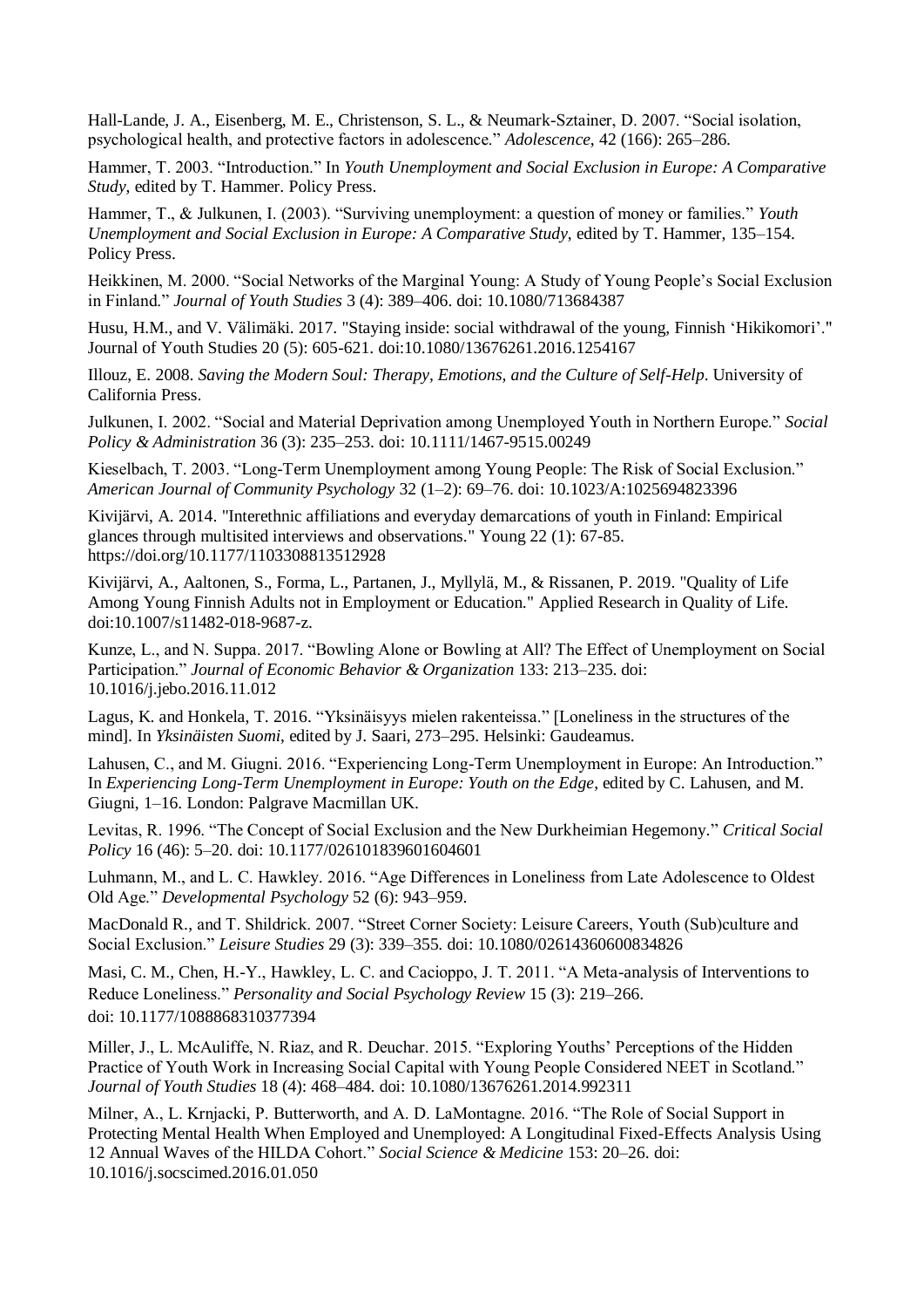Hall-Lande, J. A., Eisenberg, M. E., Christenson, S. L., & Neumark-Sztainer, D. 2007. "Social isolation, psychological health, and protective factors in adolescence." *Adolescence*, 42 (166): 265–286.

Hammer, T. 2003. "Introduction." In *Youth Unemployment and Social Exclusion in Europe: A Comparative Study*, edited by T. Hammer. Policy Press.

Hammer, T., & Julkunen, I. (2003). "Surviving unemployment: a question of money or families." *Youth Unemployment and Social Exclusion in Europe: A Comparative Study*, edited by T. Hammer, 135–154. Policy Press.

Heikkinen, M. 2000. "Social Networks of the Marginal Young: A Study of Young People's Social Exclusion in Finland." *Journal of Youth Studies* 3 (4): 389–406. doi: 10.1080/713684387

Husu, H.M., and V. Välimäki. 2017. "Staying inside: social withdrawal of the young, Finnish 'Hikikomori'." Journal of Youth Studies 20 (5): 605-621. doi:10.1080/13676261.2016.1254167

Illouz, E. 2008. *Saving the Modern Soul: Therapy, Emotions, and the Culture of Self-Help*. University of California Press.

Julkunen, I. 2002. "Social and Material Deprivation among Unemployed Youth in Northern Europe." *Social Policy & Administration* 36 (3): 235–253. doi: 10.1111/1467-9515.00249

Kieselbach, T. 2003. "Long-Term Unemployment among Young People: The Risk of Social Exclusion." *American Journal of Community Psychology* 32 (1–2): 69–76. doi: 10.1023/A:1025694823396

Kivijärvi, A. 2014. "Interethnic affiliations and everyday demarcations of youth in Finland: Empirical glances through multisited interviews and observations." Young 22 (1): 67-85. https://doi.org/10.1177/1103308813512928

Kivijärvi, A., Aaltonen, S., Forma, L., Partanen, J., Myllylä, M., & Rissanen, P. 2019. "Quality of Life Among Young Finnish Adults not in Employment or Education." Applied Research in Quality of Life. doi:10.1007/s11482-018-9687-z.

Kunze, L., and N. Suppa. 2017. "Bowling Alone or Bowling at All? The Effect of Unemployment on Social Participation." *Journal of Economic Behavior & Organization* 133: 213–235. doi: 10.1016/j.jebo.2016.11.012

Lagus, K. and Honkela, T. 2016. "Yksinäisyys mielen rakenteissa." [Loneliness in the structures of the mind]. In *Yksinäisten Suomi*, edited by J. Saari, 273–295. Helsinki: Gaudeamus.

Lahusen, C., and M. Giugni. 2016. "Experiencing Long-Term Unemployment in Europe: An Introduction." In *Experiencing Long-Term Unemployment in Europe: Youth on the Edge*, edited by C. Lahusen, and M. Giugni, 1–16. London: Palgrave Macmillan UK.

Levitas, R. 1996. "The Concept of Social Exclusion and the New Durkheimian Hegemony." *Critical Social Policy* 16 (46): 5–20. doi: 10.1177/026101839601604601

Luhmann, M., and L. C. Hawkley. 2016. "Age Differences in Loneliness from Late Adolescence to Oldest Old Age." *Developmental Psychology* 52 (6): 943–959.

MacDonald R., and T. Shildrick. 2007. "Street Corner Society: Leisure Careers, Youth (Sub)culture and Social Exclusion." *Leisure Studies* 29 (3): 339–355. doi: 10.1080/02614360600834826

Masi, C. M., Chen, H.-Y., Hawkley, L. C. and Cacioppo, J. T. 2011. "A Meta-analysis of Interventions to Reduce Loneliness." *Personality and Social Psychology Review* 15 (3): 219–266. doi: 10.1177/1088868310377394

Miller, J., L. McAuliffe, N. Riaz, and R. Deuchar. 2015. "Exploring Youths' Perceptions of the Hidden Practice of Youth Work in Increasing Social Capital with Young People Considered NEET in Scotland." *Journal of Youth Studies* 18 (4): 468–484. doi: 10.1080/13676261.2014.992311

Milner, A., L. Krnjacki, P. Butterworth, and A. D. LaMontagne. 2016. "The Role of Social Support in Protecting Mental Health When Employed and Unemployed: A Longitudinal Fixed-Effects Analysis Using 12 Annual Waves of the HILDA Cohort." *Social Science & Medicine* 153: 20–26. doi: 10.1016/j.socscimed.2016.01.050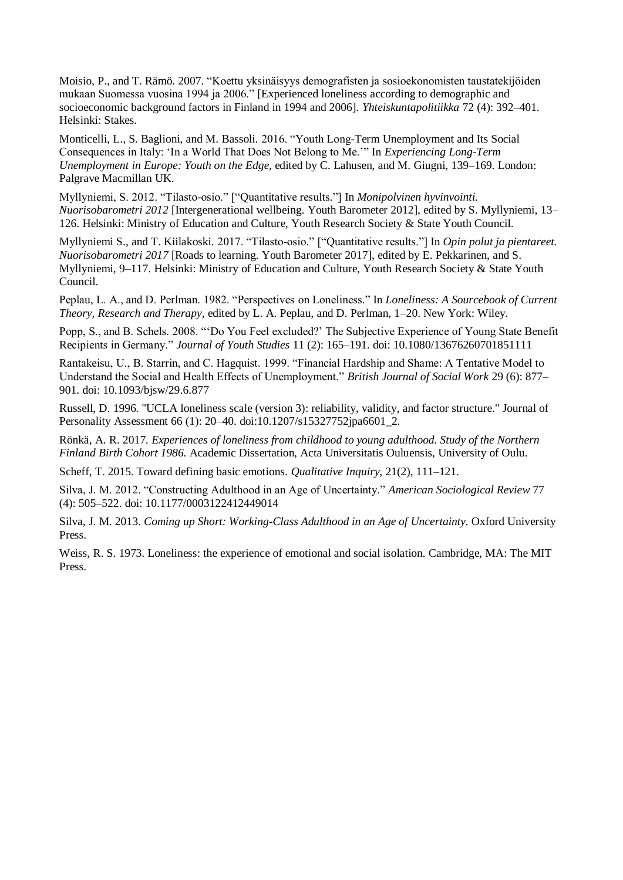Moisio, P., and T. Rämö. 2007. "Koettu yksinäisyys demografisten ja sosioekonomisten taustatekijöiden mukaan Suomessa vuosina 1994 ja 2006." [Experienced loneliness according to demographic and socioeconomic background factors in Finland in 1994 and 2006]. *Yhteiskuntapolitiikka* 72 (4): 392–401. Helsinki: Stakes.

Monticelli, L., S. Baglioni, and M. Bassoli. 2016. "Youth Long-Term Unemployment and Its Social Consequences in Italy: 'In a World That Does Not Belong to Me.'" In *Experiencing Long-Term Unemployment in Europe: Youth on the Edge*, edited by C. Lahusen, and M. Giugni, 139–169. London: Palgrave Macmillan UK.

Myllyniemi, S. 2012. "Tilasto-osio." ["Quantitative results."] In *Monipolvinen hyvinvointi. Nuorisobarometri 2012* [Intergenerational wellbeing. Youth Barometer 2012], edited by S. Myllyniemi, 13–126. Helsinki: Ministry of Education and Culture, Youth Research Society & State Youth Council.

Myllyniemi S., and T. Kiilakoski. 2017. "Tilasto-osio." ["Quantitative results."] In *Opin polut ja pientareet. Nuorisobarometri 2017* [Roads to learning. Youth Barometer 2017], edited by E. Pekkarinen, and S. Myllyniemi, 9–117. Helsinki: Ministry of Education and Culture, Youth Research Society & State Youth Council.

Peplau, L. A., and D. Perlman. 1982. "Perspectives on Loneliness." In *Loneliness: A Sourcebook of Current Theory, Research and Therapy*, edited by L. A. Peplau, and D. Perlman, 1–20. New York: Wiley.

Popp, S., and B. Schels. 2008. "'Do You Feel excluded?' The Subjective Experience of Young State Benefit Recipients in Germany." *Journal of Youth Studies* 11 (2): 165–191. doi: 10.1080/13676260701851111

Rantakeisu, U., B. Starrin, and C. Hagquist. 1999. "Financial Hardship and Shame: A Tentative Model to Understand the Social and Health Effects of Unemployment." *British Journal of Social Work* 29 (6): 877–901. doi: 10.1093/bjsw/29.6.877

Russell, D. 1996. "UCLA loneliness scale (version 3): reliability, validity, and factor structure." Journal of Personality Assessment 66 (1): 20–40. doi:10.1207/s15327752jpa6601_2.

Rönkä, A. R. 2017. *Experiences of loneliness from childhood to young adulthood. Study of the Northern Finland Birth Cohort 1986.* Academic Dissertation, Acta Universitatis Ouluensis, University of Oulu.

Scheff, T. 2015. Toward defining basic emotions. *Qualitative Inquiry*, 21(2), 111–121.

Silva, J. M. 2012. "Constructing Adulthood in an Age of Uncertainty." *American Sociological Review* 77 (4): 505–522. doi: 10.1177/0003122412449014

Silva, J. M. 2013. *Coming up Short: Working-Class Adulthood in an Age of Uncertainty.* Oxford University Press.

Weiss, R. S. 1973. Loneliness: the experience of emotional and social isolation. Cambridge, MA: The MIT Press.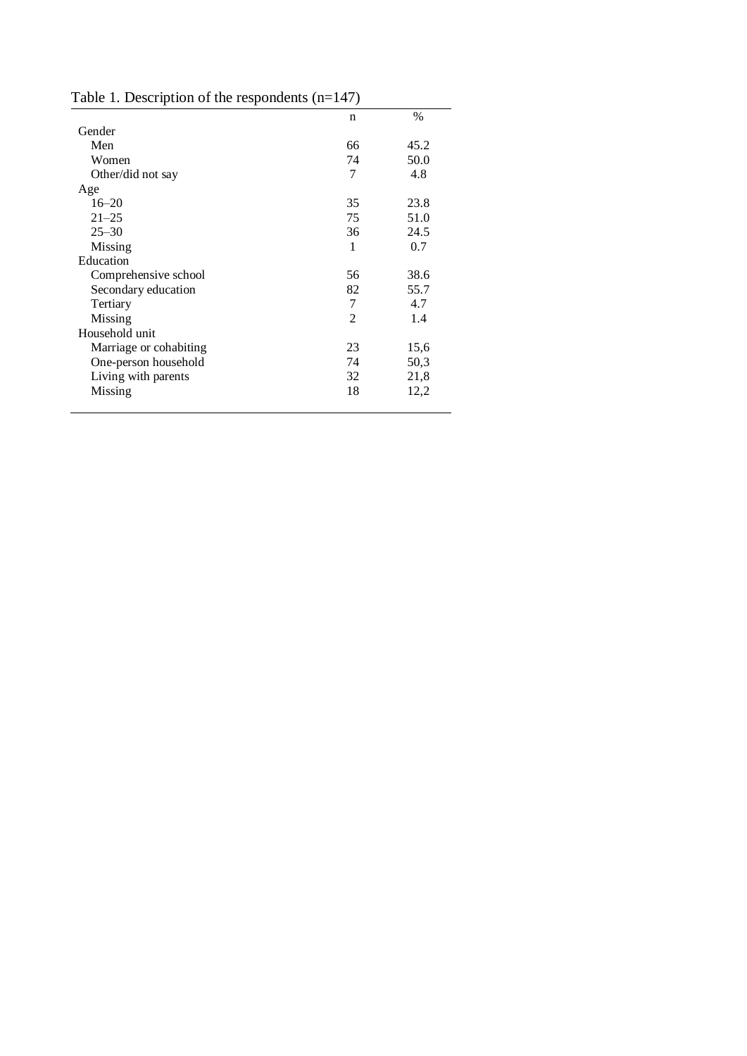Table 1. Description of the respondents (n=147)

| | n | % |
|---|---|---|
| Gender | | |
| Men | 66 | 45.2 |
| Women | 74 | 50.0 |
| Other/did not say | 7 | 4.8 |
| Age | | |
| 16–20 | 35 | 23.8 |
| 21–25 | 75 | 51.0 |
| 25–30 | 36 | 24.5 |
| Missing | 1 | 0.7 |
| Education | | |
| Comprehensive school | 56 | 38.6 |
| Secondary education | 82 | 55.7 |
| Tertiary | 7 | 4.7 |
| Missing | 2 | 1.4 |
| Household unit | | |
| Marriage or cohabiting | 23 | 15,6 |
| One-person household | 74 | 50,3 |
| Living with parents | 32 | 21,8 |
| Missing | 18 | 12,2 |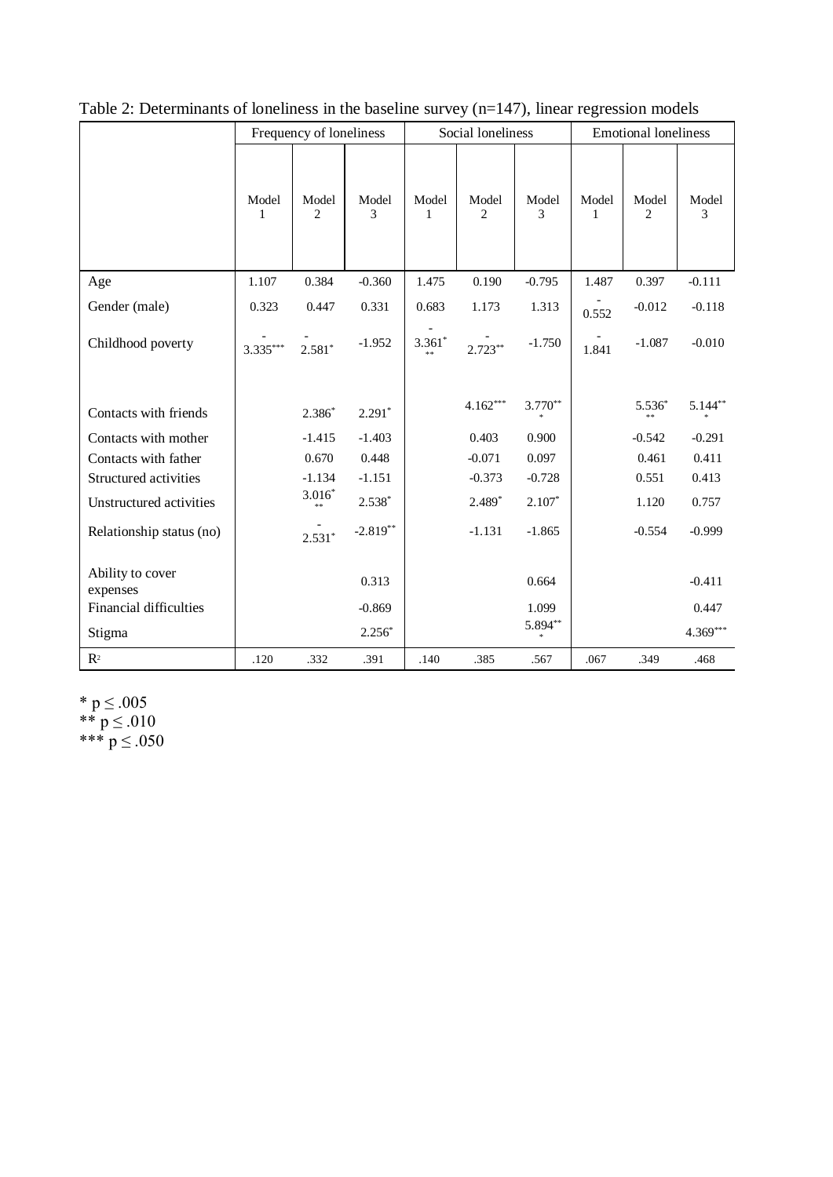Table 2: Determinants of loneliness in the baseline survey (n=147), linear regression models

| | Frequency of loneliness | | | Social loneliness | | | Emotional loneliness | | |
|---|---|---|---|---|---|---|---|---|---|
| | Model 1 | Model 2 | Model 3 | Model 1 | Model 2 | Model 3 | Model 1 | Model 2 | Model 3 |
| Age | 1.107 | 0.384 | -0.360 | 1.475 | 0.190 | -0.795 | 1.487 | 0.397 | -0.111 |
| Gender (male) | 0.323 | 0.447 | 0.331 | 0.683 | 1.173 | 1.313 | -0.552 | -0.012 | -0.118 |
| Childhood poverty | -3.335*** | -2.581* | -1.952 | -3.361*** | -2.723** | -1.750 | -1.841 | -1.087 | -0.010 |
| Contacts with friends | | 2.386* | 2.291* | | 4.162*** | 3.770*** | | 5.536*** | 5.144*** |
| Contacts with mother | | -1.415 | -1.403 | | 0.403 | 0.900 | | -0.542 | -0.291 |
| Contacts with father | | 0.670 | 0.448 | | -0.071 | 0.097 | | 0.461 | 0.411 |
| Structured activities | | -1.134 | -1.151 | | -0.373 | -0.728 | | 0.551 | 0.413 |
| Unstructured activities | | 3.016*** | 2.538* | | 2.489* | 2.107* | | 1.120 | 0.757 |
| Relationship status (no) | | -2.531* | -2.819** | | -1.131 | -1.865 | | -0.554 | -0.999 |
| Ability to cover expenses | | | 0.313 | | | 0.664 | | | -0.411 |
| Financial difficulties | | | -0.869 | | | 1.099 | | | 0.447 |
| Stigma | | | 2.256* | | | 5.894*** | | | 4.369*** |
| $R^2$ | .120 | .332 | .391 | .140 | .385 | .567 | .067 | .349 | .468 |

* $p \leq .005$
** $p \leq .010$
*** $p \leq .050$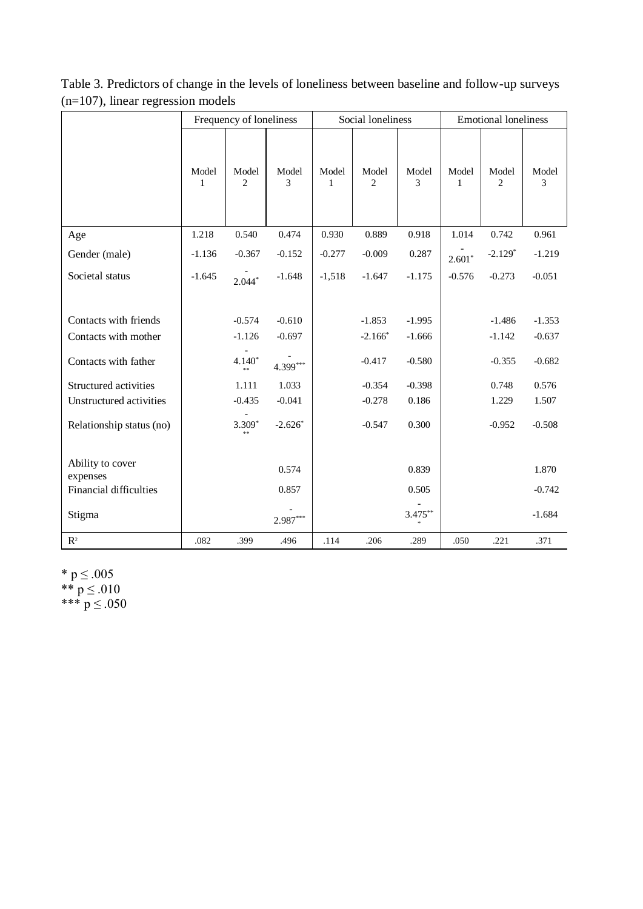Table 3. Predictors of change in the levels of loneliness between baseline and follow-up surveys (n=107), linear regression models

| | Frequency of loneliness | | | Social loneliness | | | Emotional loneliness | | |
|---|---|---|---|---|---|---|---|---|---|
| | Model 1 | Model 2 | Model 3 | Model 1 | Model 2 | Model 3 | Model 1 | Model 2 | Model 3 |
| Age | 1.218 | 0.540 | 0.474 | 0.930 | 0.889 | 0.918 | 1.014 | 0.742 | 0.961 |
| Gender (male) | -1.136 | -0.367 | -0.152 | -0.277 | -0.009 | 0.287 | -2.601* | -2.129* | -1.219 |
| Societal status | -1.645 | -2.044* | -1.648 | -1,518 | -1.647 | -1.175 | -0.576 | -0.273 | -0.051 |
| Contacts with friends | | -0.574 | -0.610 | | -1.853 | -1.995 | | -1.486 | -1.353 |
| Contacts with mother | | -1.126 | -0.697 | | -2.166* | -1.666 | | -1.142 | -0.637 |
| Contacts with father | | -4.140*** | -4.399*** | | -0.417 | -0.580 | | -0.355 | -0.682 |
| Structured activities | | 1.111 | 1.033 | | -0.354 | -0.398 | | 0.748 | 0.576 |
| Unstructured activities | | -0.435 | -0.041 | | -0.278 | 0.186 | | 1.229 | 1.507 |
| Relationship status (no) | | -3.309*** | -2.626* | | -0.547 | 0.300 | | -0.952 | -0.508 |
| Ability to cover expenses | | | 0.574 | | | 0.839 | | | 1.870 |
| Financial difficulties | | | 0.857 | | | 0.505 | | | -0.742 |
| Stigma | | | -2.987*** | | | -3.475*** | | | -1.684 |
| $R^2$ | .082 | .399 | .496 | .114 | .206 | .289 | .050 | .221 | .371 |

* $p \leq .005$
** $p \leq .010$
*** $p \leq .050$